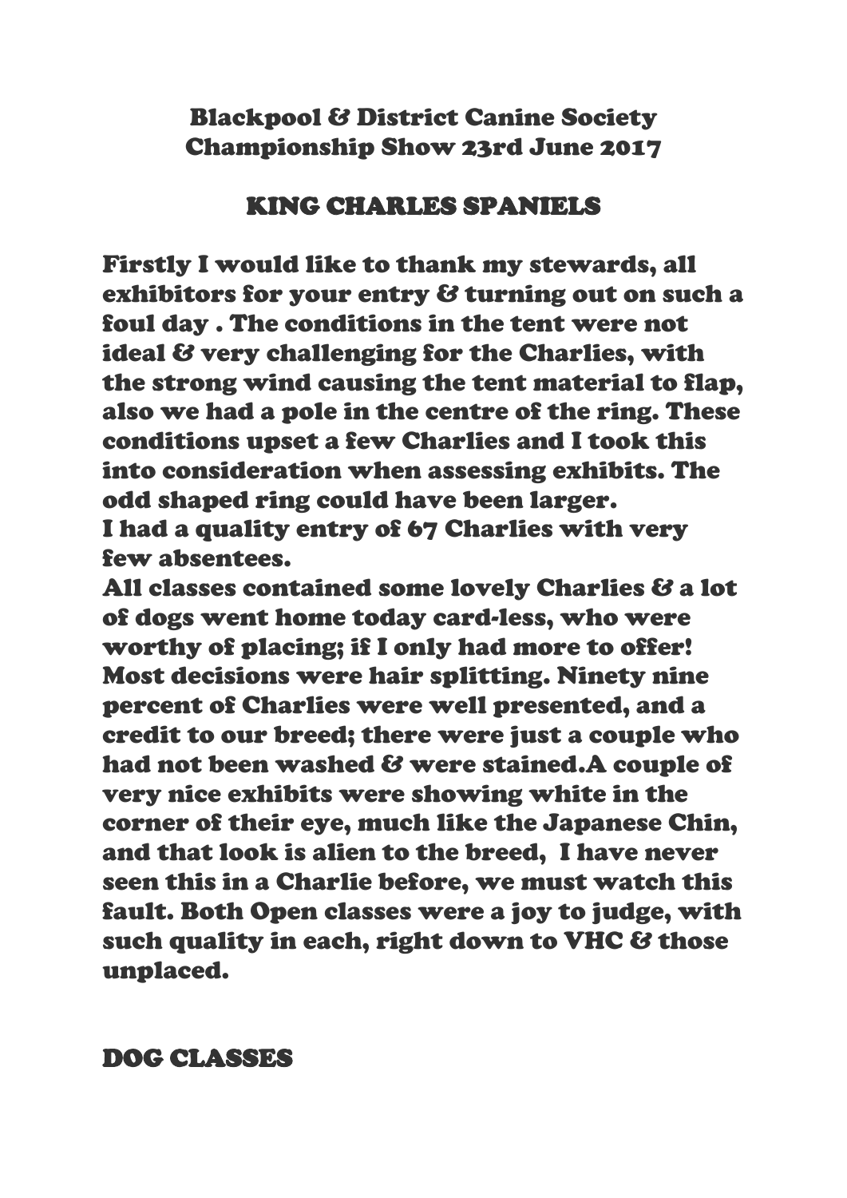# Blackpool & District Canine Society Championship Show 23rd June 2017

## KING CHARLES SPANIELS

Firstly I would like to thank my stewards, all exhibitors for your entry & turning out on such a foul day . The conditions in the tent were not ideal & very challenging for the Charlies, with the strong wind causing the tent material to flap, also we had a pole in the centre of the ring. These conditions upset a few Charlies and I took this into consideration when assessing exhibits. The odd shaped ring could have been larger.

I had a quality entry of 67 Charlies with very few absentees.

All classes contained some lovely Charlies & a lot of dogs went home today card-less, who were worthy of placing; if I only had more to offer! Most decisions were hair splitting. Ninety nine percent of Charlies were well presented, and a credit to our breed; there were just a couple who had not been washed & were stained.A couple of very nice exhibits were showing white in the corner of their eye, much like the Japanese Chin, and that look is alien to the breed,  I have never seen this in a Charlie before, we must watch this fault. Both Open classes were a joy to judge, with such quality in each, right down to VHC & those unplaced.

## DOG CLASSES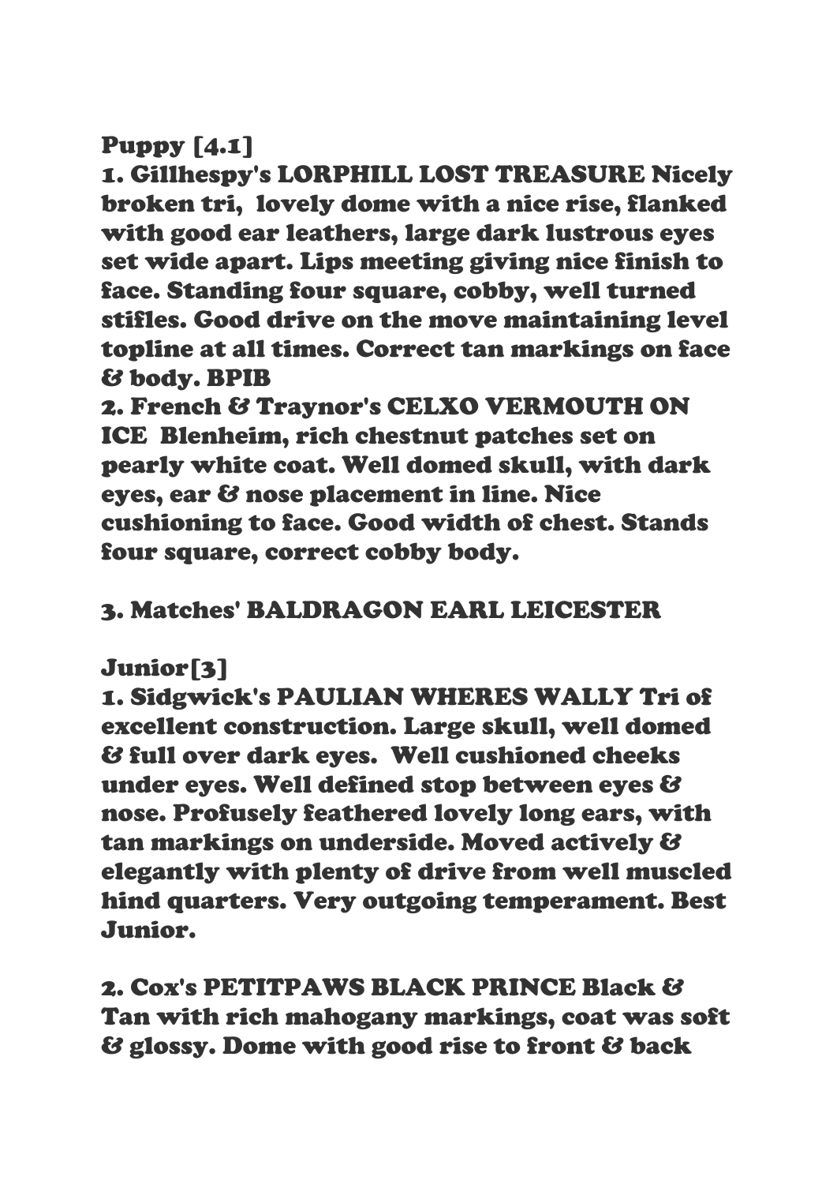**Puppy [4.1]**

**1. Gillhespy's LORPHILL LOST TREASURE Nicely broken tri, lovely dome with a nice rise, flanked with good ear leathers, large dark lustrous eyes set wide apart. Lips meeting giving nice finish to face. Standing four square, cobby, well turned stifles. Good drive on the move maintaining level topline at all times. Correct tan markings on face & body. BPIB**

**2. French & Traynor's CELXO VERMOUTH ON ICE Blenheim, rich chestnut patches set on pearly white coat. Well domed skull, with dark eyes, ear & nose placement in line. Nice cushioning to face. Good width of chest. Stands four square, correct cobby body.**

**3. Matches' BALDRAGON EARL LEICESTER**

**Junior[3]**

**1. Sidgwick's PAULIAN WHERES WALLY Tri of excellent construction. Large skull, well domed & full over dark eyes. Well cushioned cheeks under eyes. Well defined stop between eyes & nose. Profusely feathered lovely long ears, with tan markings on underside. Moved actively & elegantly with plenty of drive from well muscled hind quarters. Very outgoing temperament. Best Junior.**

**2. Cox's PETITPAWS BLACK PRINCE Black & Tan with rich mahogany markings, coat was soft & glossy. Dome with good rise to front & back**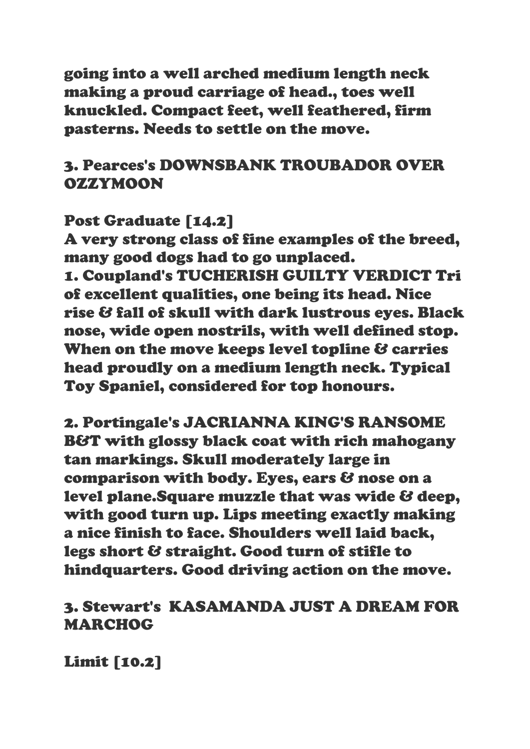going into a well arched medium length neck making a proud carriage of head., toes well knuckled. Compact feet, well feathered, firm pasterns. Needs to settle on the move.

3. Pearces's DOWNSBANK TROUBADOR OVER OZZYMOON

**Post Graduate [14.2]**
A very strong class of fine examples of the breed, many good dogs had to go unplaced.
1. Coupland's TUCHERISH GUILTY VERDICT Tri of excellent qualities, one being its head. Nice rise & fall of skull with dark lustrous eyes. Black nose, wide open nostrils, with well defined stop. When on the move keeps level topline & carries head proudly on a medium length neck. Typical Toy Spaniel, considered for top honours.

2. Portingale's JACRIANNA KING'S RANSOME B&T with glossy black coat with rich mahogany tan markings. Skull moderately large in comparison with body. Eyes, ears & nose on a level plane.Square muzzle that was wide & deep, with good turn up. Lips meeting exactly making a nice finish to face. Shoulders well laid back, legs short & straight. Good turn of stifle to hindquarters. Good driving action on the move.

3. Stewart's KASAMANDA JUST A DREAM FOR MARCHOG

**Limit [10.2]**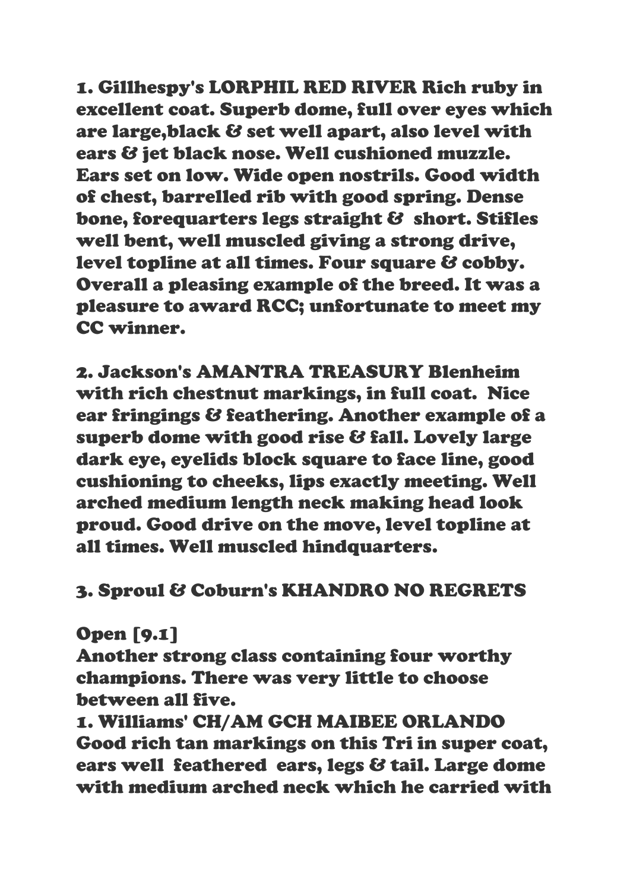1. Gillhespy's LORPHIL RED RIVER Rich ruby in excellent coat. Superb dome, full over eyes which are large,black & set well apart, also level with ears & jet black nose. Well cushioned muzzle. Ears set on low. Wide open nostrils. Good width of chest, barrelled rib with good spring. Dense bone, forequarters legs straight & short. Stifles well bent, well muscled giving a strong drive, level topline at all times. Four square & cobby. Overall a pleasing example of the breed. It was a pleasure to award RCC; unfortunate to meet my CC winner.

2. Jackson's AMANTRA TREASURY Blenheim with rich chestnut markings, in full coat. Nice ear fringings & feathering. Another example of a superb dome with good rise & fall. Lovely large dark eye, eyelids block square to face line, good cushioning to cheeks, lips exactly meeting. Well arched medium length neck making head look proud. Good drive on the move, level topline at all times. Well muscled hindquarters.

3. Sproul & Coburn's KHANDRO NO REGRETS

Open [9.1]
Another strong class containing four worthy champions. There was very little to choose between all five.
1. Williams' CH/AM GCH MAIBEE ORLANDO Good rich tan markings on this Tri in super coat, ears well feathered ears, legs & tail. Large dome with medium arched neck which he carried with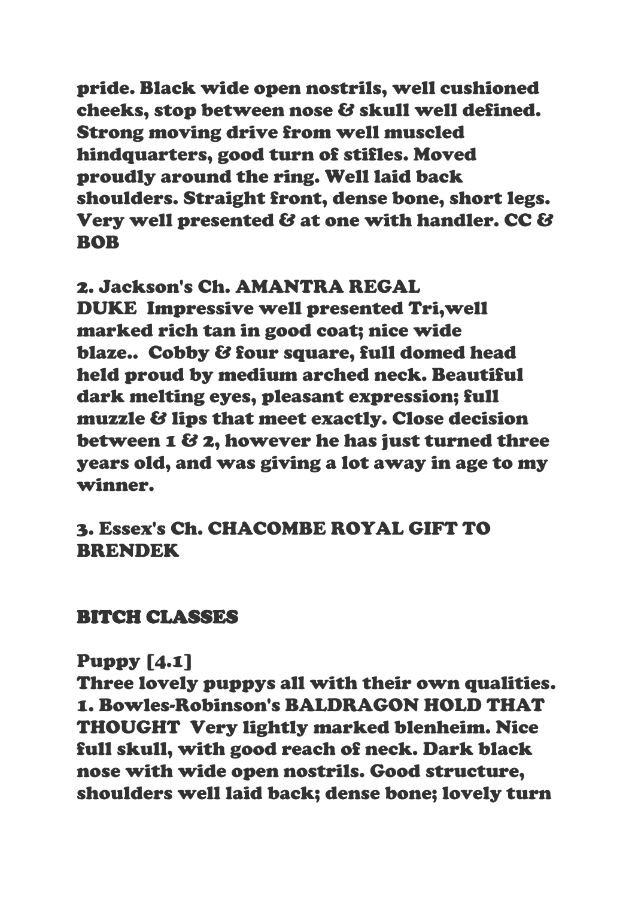**pride. Black wide open nostrils, well cushioned cheeks, stop between nose & skull well defined. Strong moving drive from well muscled hindquarters, good turn of stifles. Moved proudly around the ring. Well laid back shoulders. Straight front, dense bone, short legs. Very well presented & at one with handler. CC & BOB**

**2. Jackson's Ch. AMANTRA REGAL DUKE Impressive well presented Tri,well marked rich tan in good coat; nice wide blaze.. Cobby & four square, full domed head held proud by medium arched neck. Beautiful dark melting eyes, pleasant expression; full muzzle & lips that meet exactly. Close decision between 1 & 2, however he has just turned three years old, and was giving a lot away in age to my winner.**

**3. Essex's Ch. CHACOMBE ROYAL GIFT TO BRENDEK**

## BITCH CLASSES

**Puppy [4.1]**
**Three lovely puppys all with their own qualities.**
**1. Bowles-Robinson's BALDRAGON HOLD THAT THOUGHT Very lightly marked blenheim. Nice full skull, with good reach of neck. Dark black nose with wide open nostrils. Good structure, shoulders well laid back; dense bone; lovely turn**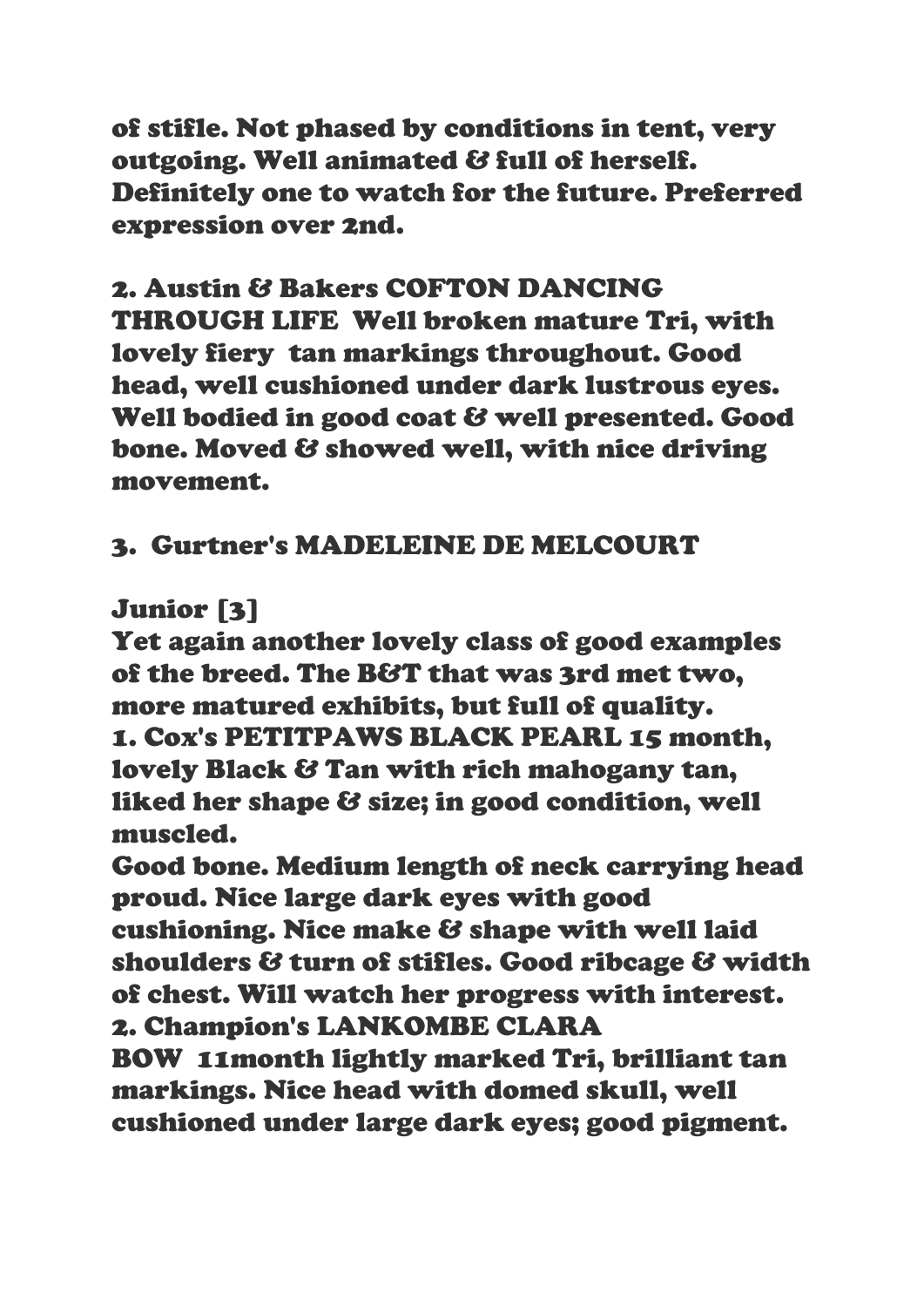of stifle. Not phased by conditions in tent, very outgoing. Well animated & full of herself. Definitely one to watch for the future. Preferred expression over 2nd.

2. Austin & Bakers COFTON DANCING THROUGH LIFE Well broken mature Tri, with lovely fiery tan markings throughout. Good head, well cushioned under dark lustrous eyes. Well bodied in good coat & well presented. Good bone. Moved & showed well, with nice driving movement.

3. Gurtner's MADELEINE DE MELCOURT

Junior [3]

Yet again another lovely class of good examples of the breed. The B&T that was 3rd met two, more matured exhibits, but full of quality.

1. Cox's PETITPAWS BLACK PEARL 15 month, lovely Black & Tan with rich mahogany tan, liked her shape & size; in good condition, well muscled.

Good bone. Medium length of neck carrying head proud. Nice large dark eyes with good cushioning. Nice make & shape with well laid shoulders & turn of stifles. Good ribcage & width of chest. Will watch her progress with interest.

2. Champion's LANKOMBE CLARA BOW 11month lightly marked Tri, brilliant tan markings. Nice head with domed skull, well cushioned under large dark eyes; good pigment.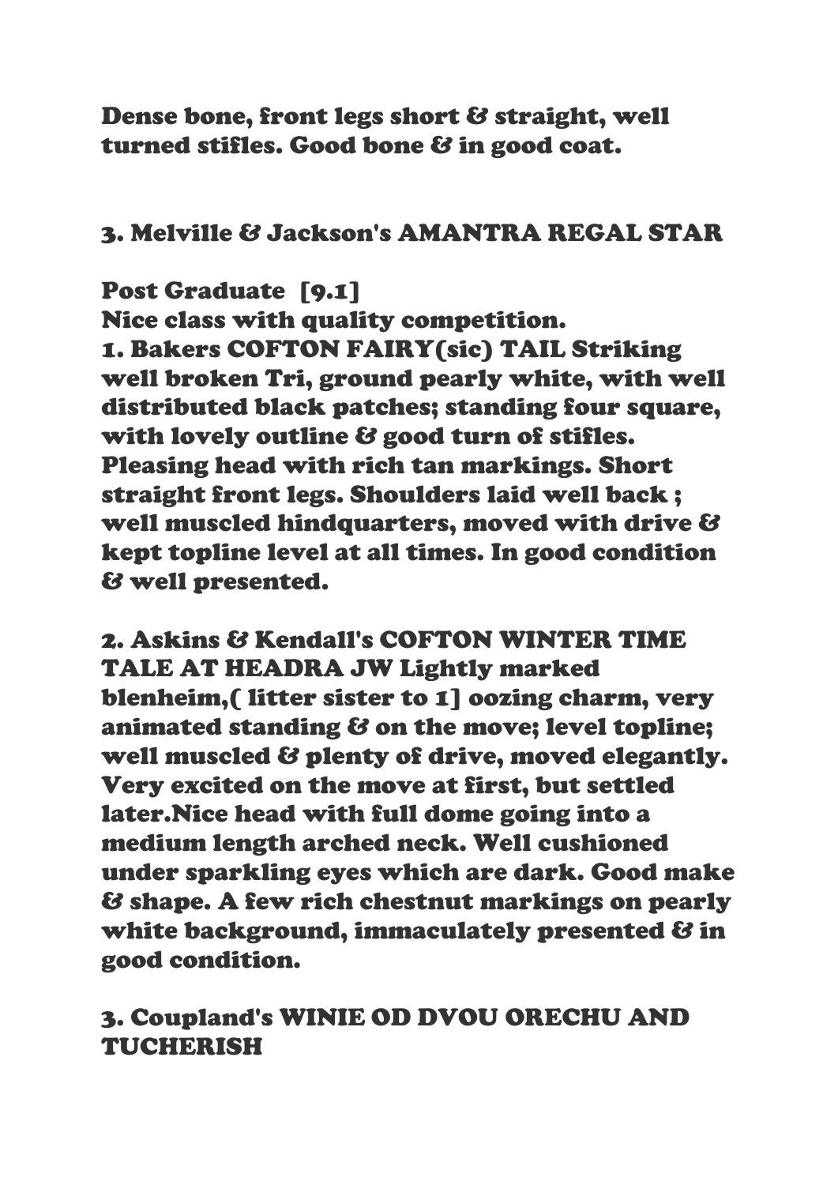Dense bone, front legs short & straight, well turned stifles. Good bone & in good coat.

3. Melville & Jackson's AMANTRA REGAL STAR

**Post Graduate [9.1]**
Nice class with quality competition.
1. Bakers COFTON FAIRY(sic) TAIL Striking well broken Tri, ground pearly white, with well distributed black patches; standing four square, with lovely outline & good turn of stifles. Pleasing head with rich tan markings. Short straight front legs. Shoulders laid well back ; well muscled hindquarters, moved with drive & kept topline level at all times. In good condition & well presented.

2. Askins & Kendall's COFTON WINTER TIME TALE AT HEADRA JW Lightly marked blenheim,( litter sister to 1] oozing charm, very animated standing & on the move; level topline; well muscled & plenty of drive, moved elegantly. Very excited on the move at first, but settled later.Nice head with full dome going into a medium length arched neck. Well cushioned under sparkling eyes which are dark. Good make & shape. A few rich chestnut markings on pearly white background, immaculately presented & in good condition.

3. Coupland's WINIE OD DVOU ORECHU AND TUCHERISH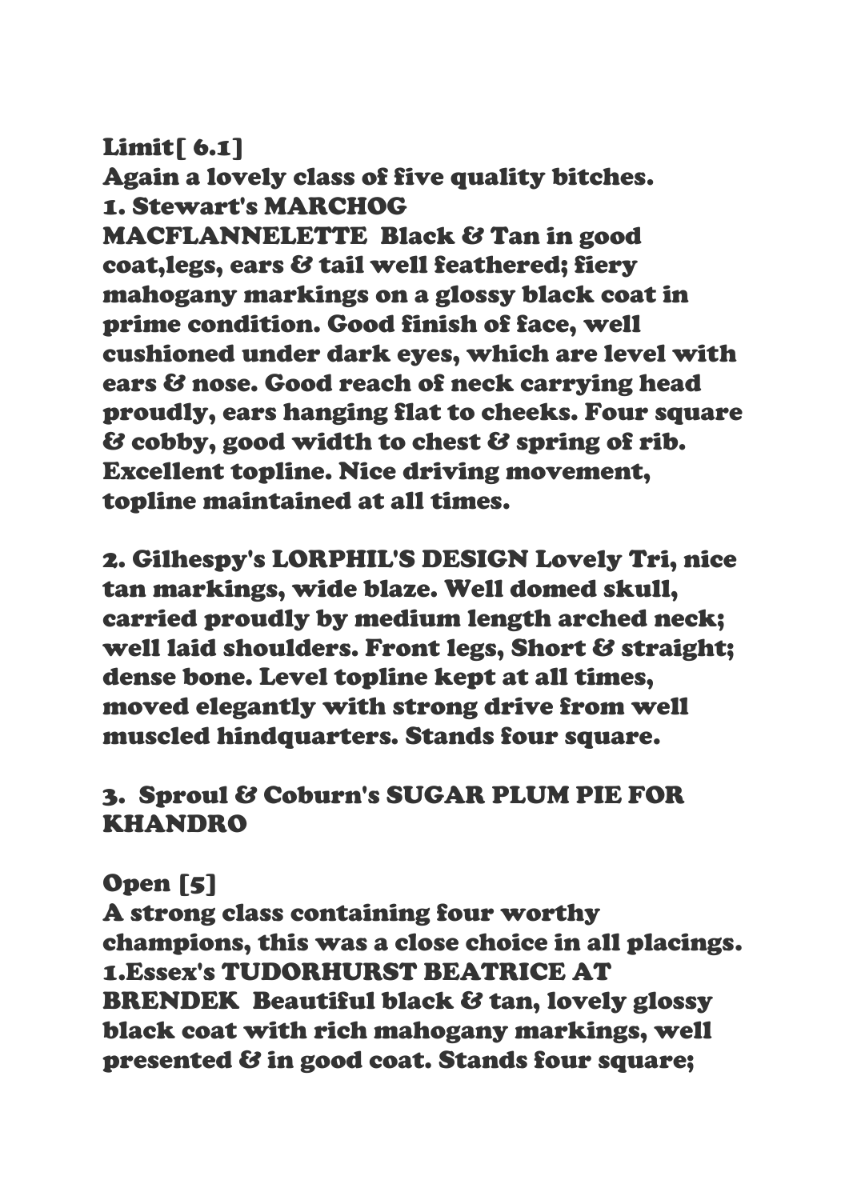**Limit[ 6.1]**

**Again a lovely class of five quality bitches.**

**1. Stewart's MARCHOG MACFLANNELETTE Black & Tan in good coat,legs, ears & tail well feathered; fiery mahogany markings on a glossy black coat in prime condition. Good finish of face, well cushioned under dark eyes, which are level with ears & nose. Good reach of neck carrying head proudly, ears hanging flat to cheeks. Four square & cobby, good width to chest & spring of rib. Excellent topline. Nice driving movement, topline maintained at all times.**

**2. Gilhespy's LORPHIL'S DESIGN Lovely Tri, nice tan markings, wide blaze. Well domed skull, carried proudly by medium length arched neck; well laid shoulders. Front legs, Short & straight; dense bone. Level topline kept at all times, moved elegantly with strong drive from well muscled hindquarters. Stands four square.**

**3. Sproul & Coburn's SUGAR PLUM PIE FOR KHANDRO**

**Open [5]**

**A strong class containing four worthy champions, this was a close choice in all placings.**

**1.Essex's TUDORHURST BEATRICE AT BRENDEK Beautiful black & tan, lovely glossy black coat with rich mahogany markings, well presented & in good coat. Stands four square;**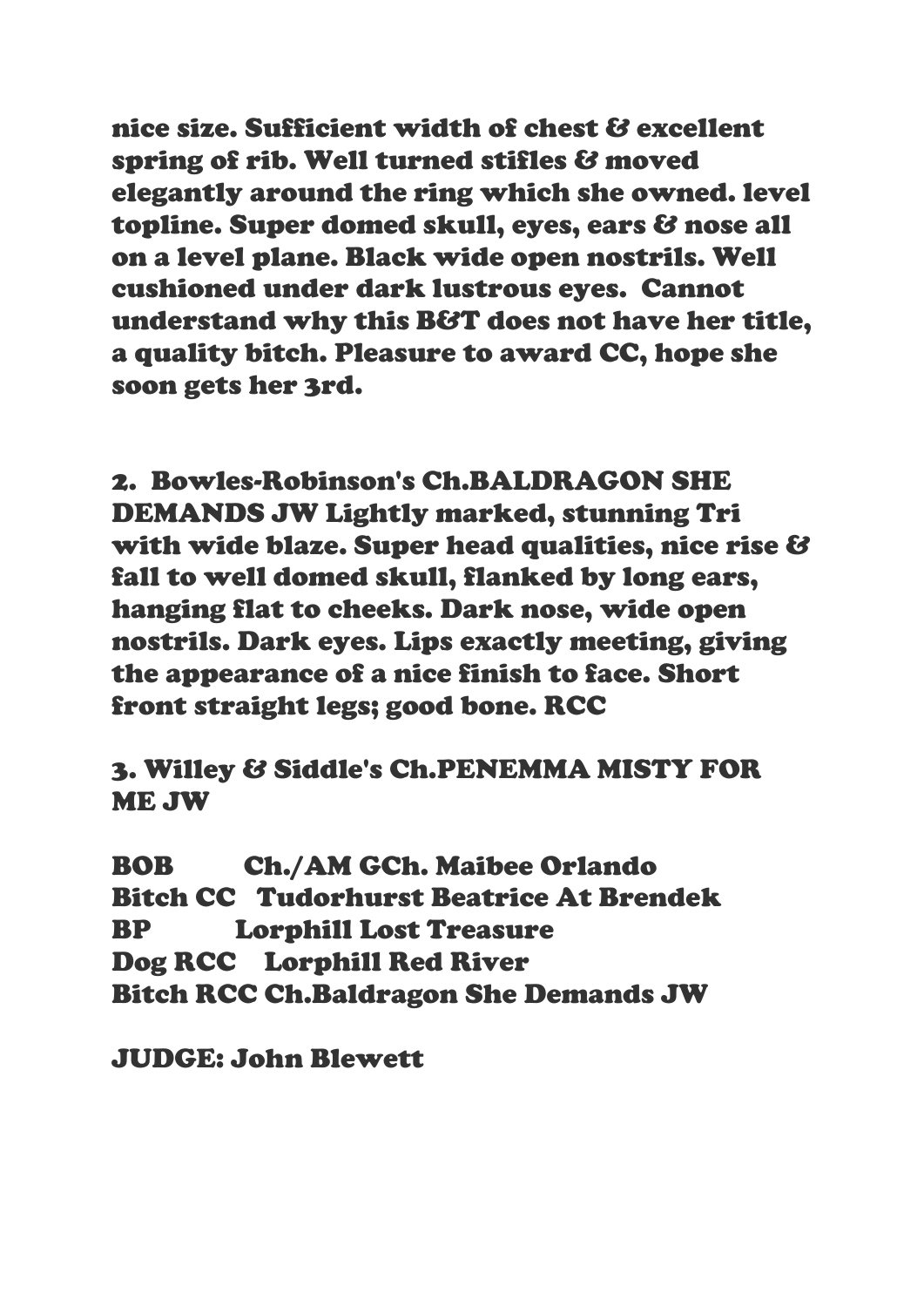nice size. Sufficient width of chest & excellent spring of rib. Well turned stifles & moved elegantly around the ring which she owned. level topline. Super domed skull, eyes, ears & nose all on a level plane. Black wide open nostrils. Well cushioned under dark lustrous eyes. Cannot understand why this B&T does not have her title, a quality bitch. Pleasure to award CC, hope she soon gets her 3rd.

2. Bowles-Robinson's Ch.BALDRAGON SHE DEMANDS JW Lightly marked, stunning Tri with wide blaze. Super head qualities, nice rise & fall to well domed skull, flanked by long ears, hanging flat to cheeks. Dark nose, wide open nostrils. Dark eyes. Lips exactly meeting, giving the appearance of a nice finish to face. Short front straight legs; good bone. RCC

3. Willey & Siddle's Ch.PENEMMA MISTY FOR ME JW

BOB Ch./AM GCh. Maibee Orlando
Bitch CC Tudorhurst Beatrice At Brendek
BP Lorphill Lost Treasure
Dog RCC Lorphill Red River
Bitch RCC Ch.Baldragon She Demands JW

JUDGE: John Blewett